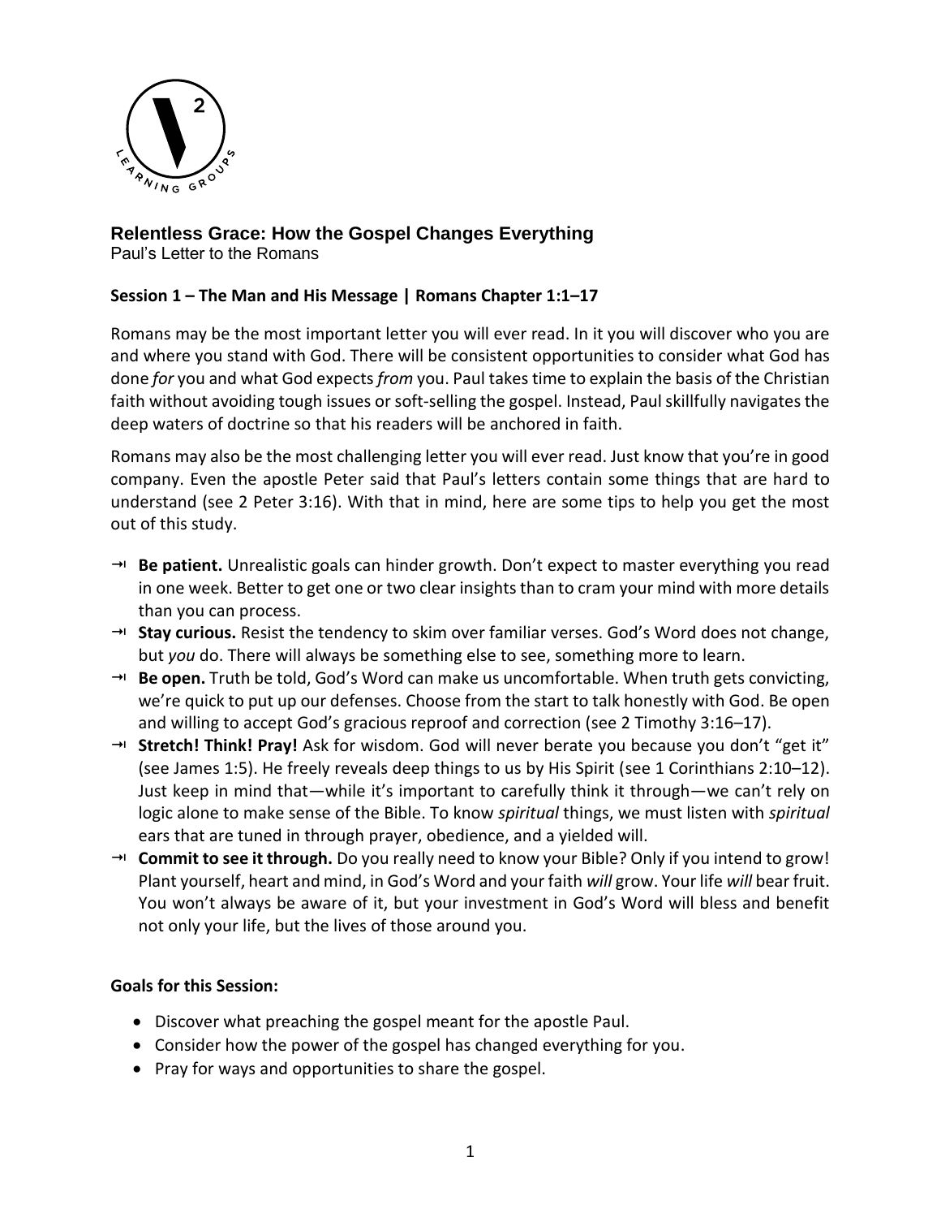**Relentless Grace: How the Gospel Changes Everything**

Paul's Letter to the Romans

## Session 1 – The Man and His Message | Romans Chapter 1:1–17

Romans may be the most important letter you will ever read. In it you will discover who you are and where you stand with God. There will be consistent opportunities to consider what God has done *for* you and what God expects *from* you. Paul takes time to explain the basis of the Christian faith without avoiding tough issues or soft-selling the gospel. Instead, Paul skillfully navigates the deep waters of doctrine so that his readers will be anchored in faith.

Romans may also be the most challenging letter you will ever read. Just know that you're in good company. Even the apostle Peter said that Paul's letters contain some things that are hard to understand (see 2 Peter 3:16). With that in mind, here are some tips to help you get the most out of this study.

- **Be patient.** Unrealistic goals can hinder growth. Don't expect to master everything you read in one week. Better to get one or two clear insights than to cram your mind with more details than you can process.
- **Stay curious.** Resist the tendency to skim over familiar verses. God's Word does not change, but *you* do. There will always be something else to see, something more to learn.
- **Be open.** Truth be told, God's Word can make us uncomfortable. When truth gets convicting, we're quick to put up our defenses. Choose from the start to talk honestly with God. Be open and willing to accept God's gracious reproof and correction (see 2 Timothy 3:16–17).
- **Stretch! Think! Pray!** Ask for wisdom. God will never berate you because you don't "get it" (see James 1:5). He freely reveals deep things to us by His Spirit (see 1 Corinthians 2:10–12). Just keep in mind that—while it's important to carefully think it through—we can't rely on logic alone to make sense of the Bible. To know *spiritual* things, we must listen with *spiritual* ears that are tuned in through prayer, obedience, and a yielded will.
- **Commit to see it through.** Do you really need to know your Bible? Only if you intend to grow! Plant yourself, heart and mind, in God's Word and your faith *will* grow. Your life *will* bear fruit. You won't always be aware of it, but your investment in God's Word will bless and benefit not only your life, but the lives of those around you.

**Goals for this Session:**

- Discover what preaching the gospel meant for the apostle Paul.
- Consider how the power of the gospel has changed everything for you.
- Pray for ways and opportunities to share the gospel.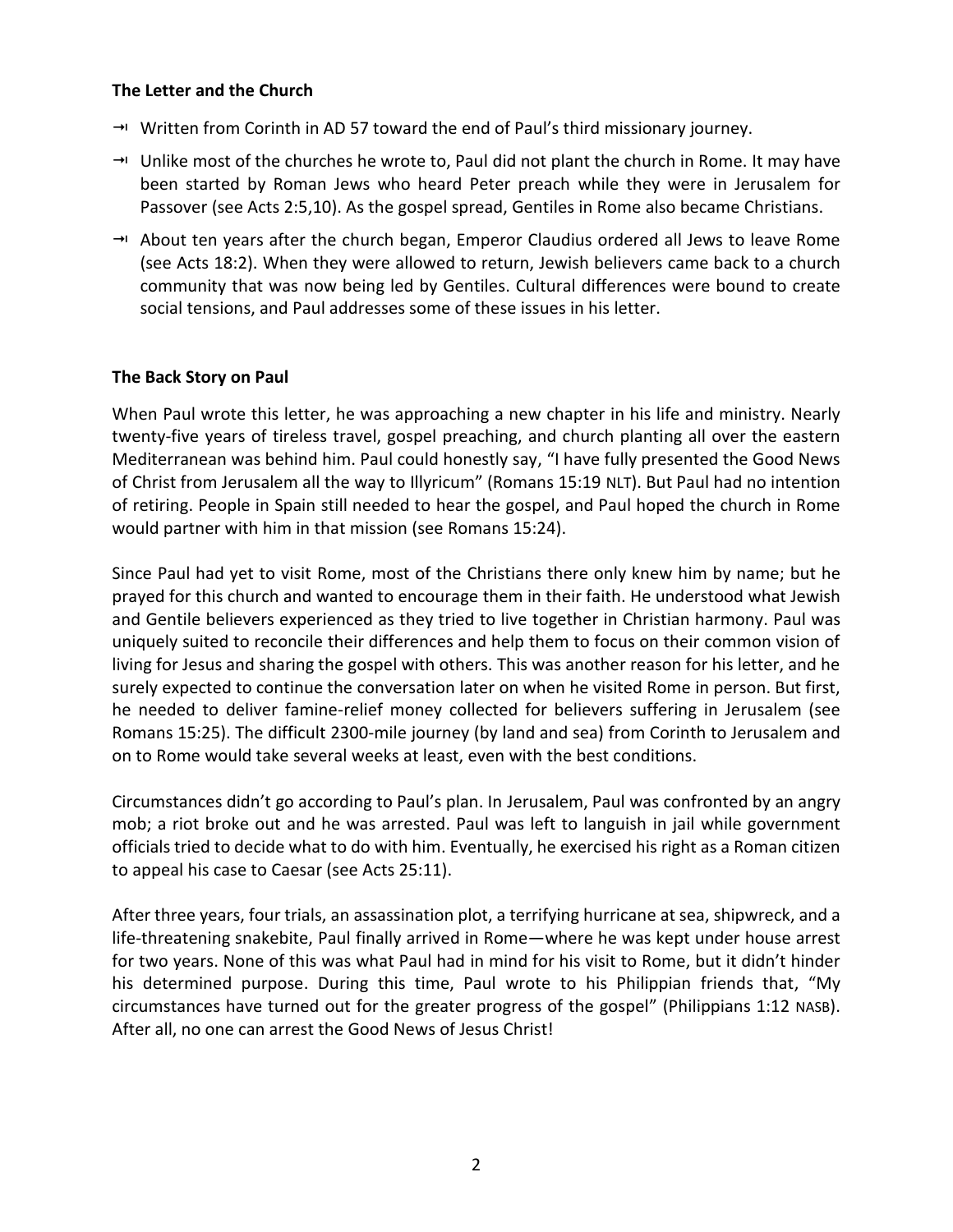**The Letter and the Church**

- Written from Corinth in AD 57 toward the end of Paul's third missionary journey.
- Unlike most of the churches he wrote to, Paul did not plant the church in Rome. It may have been started by Roman Jews who heard Peter preach while they were in Jerusalem for Passover (see Acts 2:5,10). As the gospel spread, Gentiles in Rome also became Christians.
- About ten years after the church began, Emperor Claudius ordered all Jews to leave Rome (see Acts 18:2). When they were allowed to return, Jewish believers came back to a church community that was now being led by Gentiles. Cultural differences were bound to create social tensions, and Paul addresses some of these issues in his letter.

**The Back Story on Paul**

When Paul wrote this letter, he was approaching a new chapter in his life and ministry. Nearly twenty-five years of tireless travel, gospel preaching, and church planting all over the eastern Mediterranean was behind him. Paul could honestly say, "I have fully presented the Good News of Christ from Jerusalem all the way to Illyricum" (Romans 15:19 NLT). But Paul had no intention of retiring. People in Spain still needed to hear the gospel, and Paul hoped the church in Rome would partner with him in that mission (see Romans 15:24).

Since Paul had yet to visit Rome, most of the Christians there only knew him by name; but he prayed for this church and wanted to encourage them in their faith. He understood what Jewish and Gentile believers experienced as they tried to live together in Christian harmony. Paul was uniquely suited to reconcile their differences and help them to focus on their common vision of living for Jesus and sharing the gospel with others. This was another reason for his letter, and he surely expected to continue the conversation later on when he visited Rome in person. But first, he needed to deliver famine-relief money collected for believers suffering in Jerusalem (see Romans 15:25). The difficult 2300-mile journey (by land and sea) from Corinth to Jerusalem and on to Rome would take several weeks at least, even with the best conditions.

Circumstances didn't go according to Paul's plan. In Jerusalem, Paul was confronted by an angry mob; a riot broke out and he was arrested. Paul was left to languish in jail while government officials tried to decide what to do with him. Eventually, he exercised his right as a Roman citizen to appeal his case to Caesar (see Acts 25:11).

After three years, four trials, an assassination plot, a terrifying hurricane at sea, shipwreck, and a life-threatening snakebite, Paul finally arrived in Rome—where he was kept under house arrest for two years. None of this was what Paul had in mind for his visit to Rome, but it didn't hinder his determined purpose. During this time, Paul wrote to his Philippian friends that, "My circumstances have turned out for the greater progress of the gospel" (Philippians 1:12 NASB). After all, no one can arrest the Good News of Jesus Christ!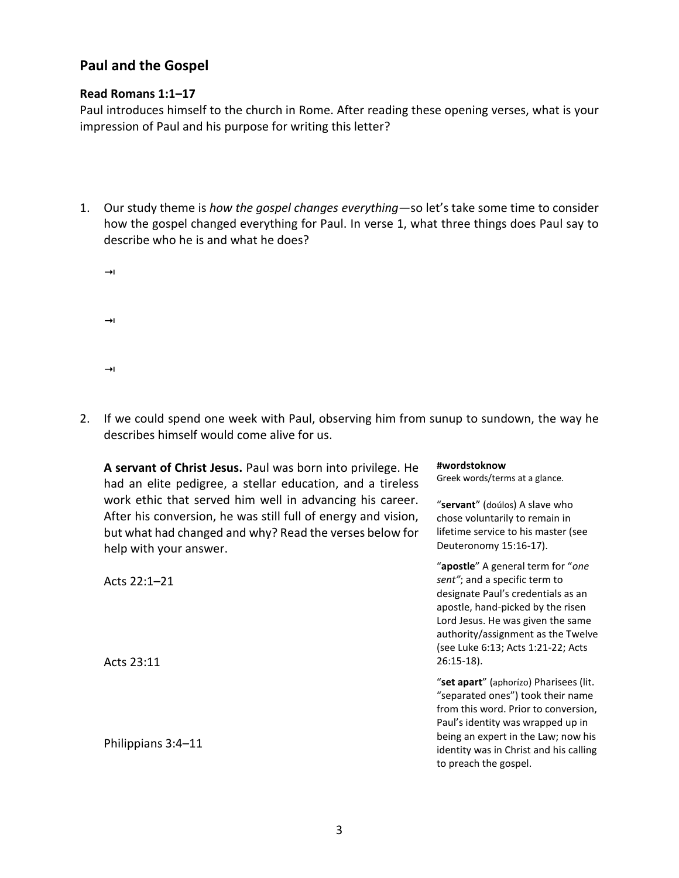## Paul and the Gospel

**Read Romans 1:1–17**

Paul introduces himself to the church in Rome. After reading these opening verses, what is your impression of Paul and his purpose for writing this letter?

1. Our study theme is *how the gospel changes everything*—so let's take some time to consider how the gospel changed everything for Paul. In verse 1, what three things does Paul say to describe who he is and what he does?

   ⇥

   ⇥

   ⇥

2. If we could spend one week with Paul, observing him from sunup to sundown, the way he describes himself would come alive for us.

   **A servant of Christ Jesus.** Paul was born into privilege. He had an elite pedigree, a stellar education, and a tireless work ethic that served him well in advancing his career. After his conversion, he was still full of energy and vision, but what had changed and why? Read the verses below for help with your answer.

   Acts 22:1–21

   Acts 23:11

   Philippians 3:4–11

**#wordstoknow**
Greek words/terms at a glance.

"**servant**" (doúlos) A slave who chose voluntarily to remain in lifetime service to his master (see Deuteronomy 15:16-17).

"**apostle**" A general term for "*one sent"*; and a specific term to designate Paul's credentials as an apostle, hand-picked by the risen Lord Jesus. He was given the same authority/assignment as the Twelve (see Luke 6:13; Acts 1:21-22; Acts 26:15-18).

"**set apart**" (aphorízo) Pharisees (lit. "separated ones") took their name from this word. Prior to conversion, Paul's identity was wrapped up in being an expert in the Law; now his identity was in Christ and his calling to preach the gospel.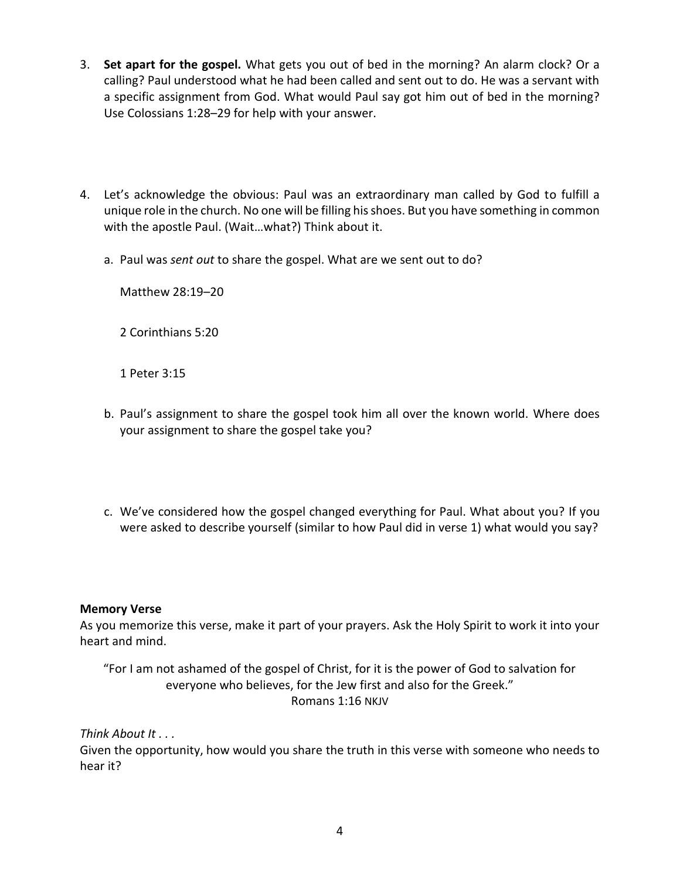3. **Set apart for the gospel.** What gets you out of bed in the morning? An alarm clock? Or a calling? Paul understood what he had been called and sent out to do. He was a servant with a specific assignment from God. What would Paul say got him out of bed in the morning? Use Colossians 1:28–29 for help with your answer.

4. Let's acknowledge the obvious: Paul was an extraordinary man called by God to fulfill a unique role in the church. No one will be filling his shoes. But you have something in common with the apostle Paul. (Wait…what?) Think about it.

   a. Paul was *sent out* to share the gospel. What are we sent out to do?

      Matthew 28:19–20

      2 Corinthians 5:20

      1 Peter 3:15

   b. Paul's assignment to share the gospel took him all over the known world. Where does your assignment to share the gospel take you?

   c. We've considered how the gospel changed everything for Paul. What about you? If you were asked to describe yourself (similar to how Paul did in verse 1) what would you say?

**Memory Verse**

As you memorize this verse, make it part of your prayers. Ask the Holy Spirit to work it into your heart and mind.

> "For I am not ashamed of the gospel of Christ, for it is the power of God to salvation for everyone who believes, for the Jew first and also for the Greek."
> Romans 1:16 NKJV

*Think About It . . .*

Given the opportunity, how would you share the truth in this verse with someone who needs to hear it?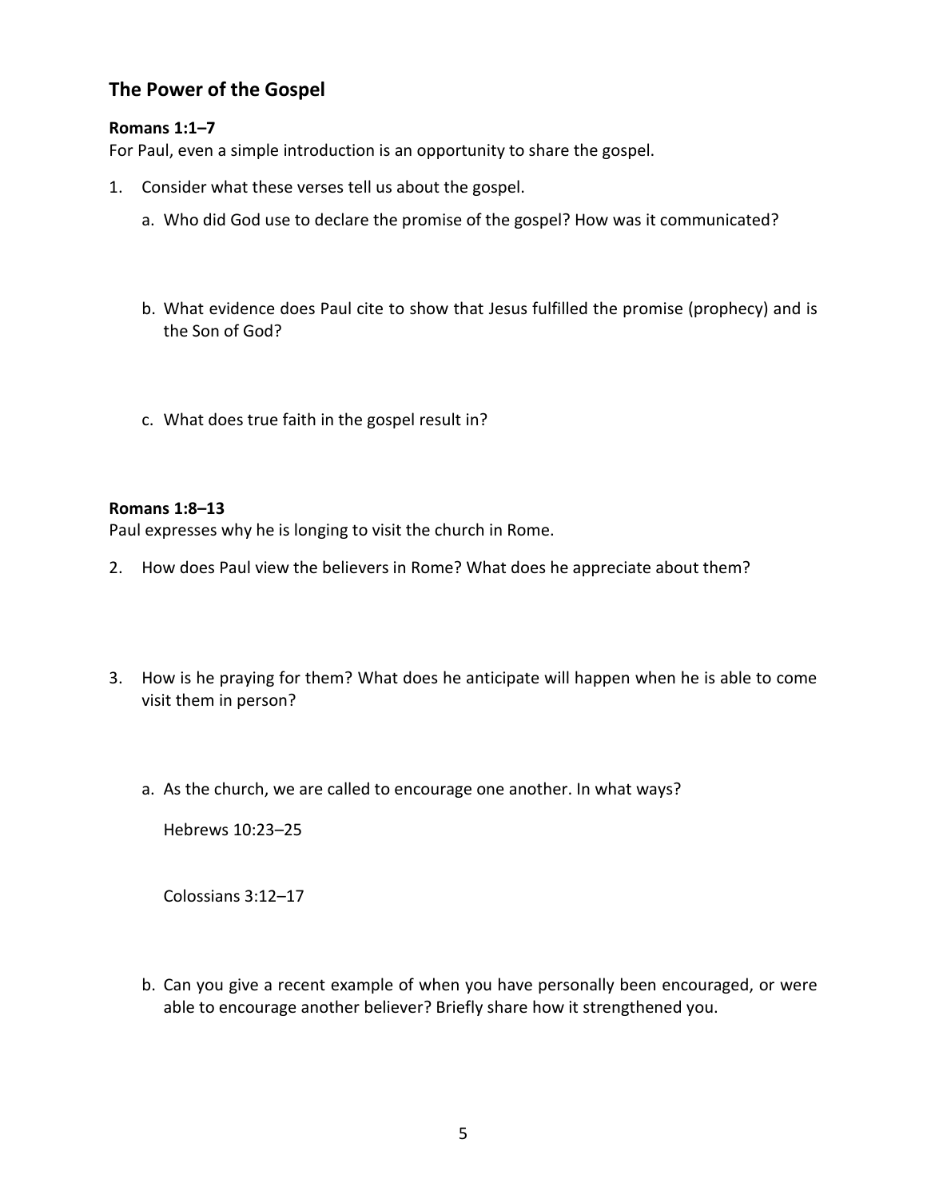## The Power of the Gospel

**Romans 1:1–7**

For Paul, even a simple introduction is an opportunity to share the gospel.

1. Consider what these verses tell us about the gospel.

   a. Who did God use to declare the promise of the gospel? How was it communicated?

   b. What evidence does Paul cite to show that Jesus fulfilled the promise (prophecy) and is the Son of God?

   c. What does true faith in the gospel result in?

**Romans 1:8–13**

Paul expresses why he is longing to visit the church in Rome.

2. How does Paul view the believers in Rome? What does he appreciate about them?

3. How is he praying for them? What does he anticipate will happen when he is able to come visit them in person?

   a. As the church, we are called to encourage one another. In what ways?

      Hebrews 10:23–25

      Colossians 3:12–17

   b. Can you give a recent example of when you have personally been encouraged, or were able to encourage another believer? Briefly share how it strengthened you.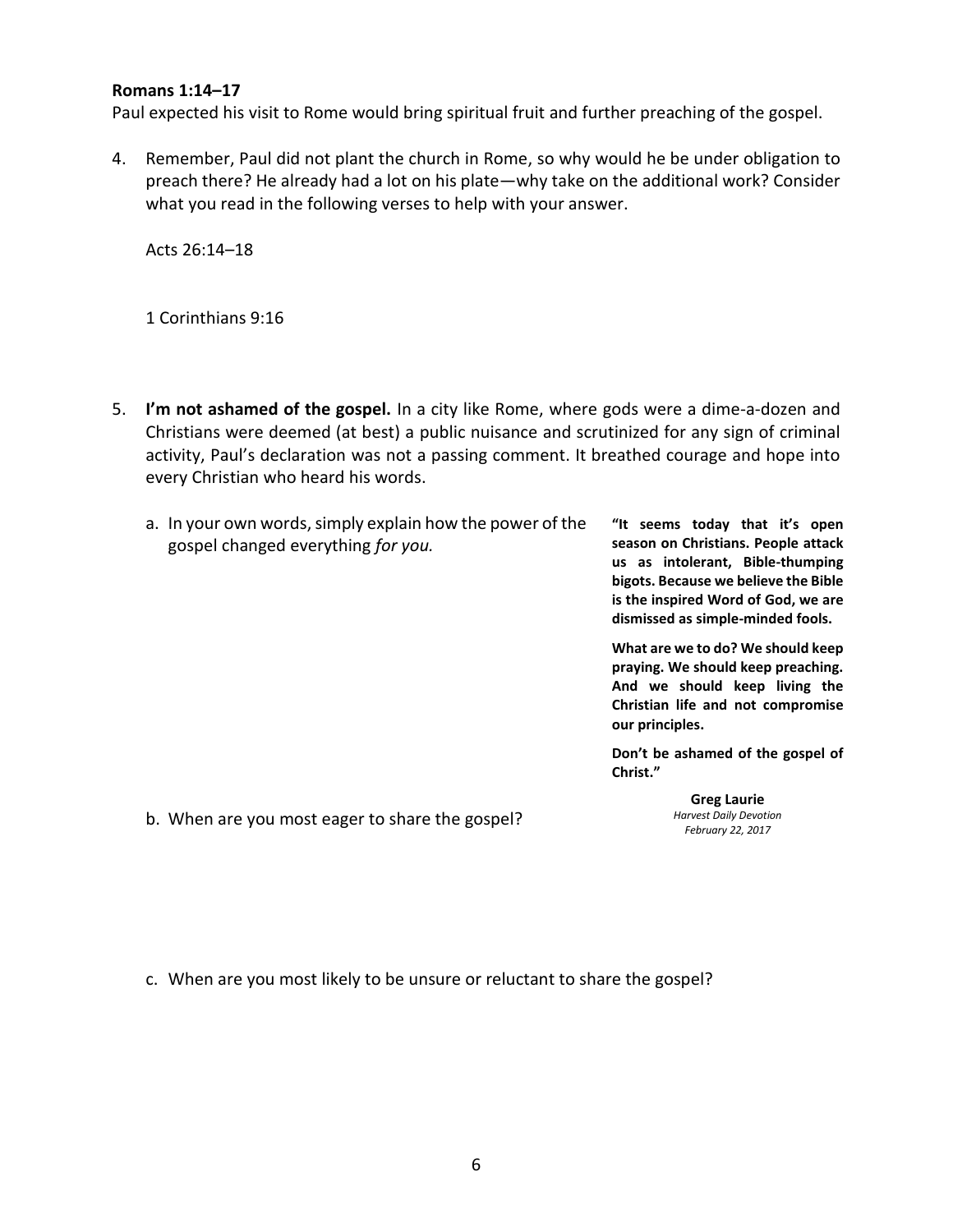**Romans 1:14–17**

Paul expected his visit to Rome would bring spiritual fruit and further preaching of the gospel.

4. Remember, Paul did not plant the church in Rome, so why would he be under obligation to preach there? He already had a lot on his plate—why take on the additional work? Consider what you read in the following verses to help with your answer.

   Acts 26:14–18

   1 Corinthians 9:16

5. **I'm not ashamed of the gospel.** In a city like Rome, where gods were a dime-a-dozen and Christians were deemed (at best) a public nuisance and scrutinized for any sign of criminal activity, Paul's declaration was not a passing comment. It breathed courage and hope into every Christian who heard his words.

   a. In your own words, simply explain how the power of the gospel changed everything *for you.*

   b. When are you most eager to share the gospel?

   c. When are you most likely to be unsure or reluctant to share the gospel?

> **"It seems today that it's open season on Christians. People attack us as intolerant, Bible-thumping bigots. Because we believe the Bible is the inspired Word of God, we are dismissed as simple-minded fools.**
>
> **What are we to do? We should keep praying. We should keep preaching. And we should keep living the Christian life and not compromise our principles.**
>
> **Don't be ashamed of the gospel of Christ."**
>
> **Greg Laurie**
> *Harvest Daily Devotion*
> *February 22, 2017*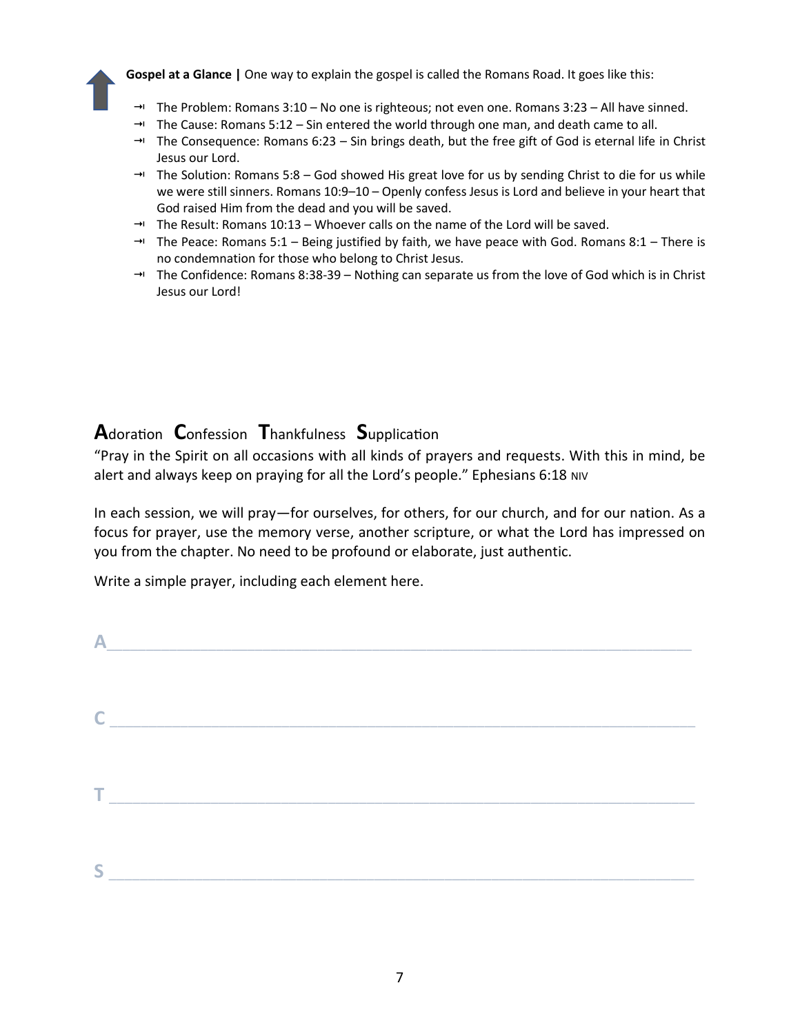**Gospel at a Glance |** One way to explain the gospel is called the Romans Road. It goes like this:

- The Problem: Romans 3:10 – No one is righteous; not even one. Romans 3:23 – All have sinned.
- The Cause: Romans 5:12 – Sin entered the world through one man, and death came to all.
- The Consequence: Romans 6:23 – Sin brings death, but the free gift of God is eternal life in Christ Jesus our Lord.
- The Solution: Romans 5:8 – God showed His great love for us by sending Christ to die for us while we were still sinners. Romans 10:9–10 – Openly confess Jesus is Lord and believe in your heart that God raised Him from the dead and you will be saved.
- The Result: Romans 10:13 – Whoever calls on the name of the Lord will be saved.
- The Peace: Romans 5:1 – Being justified by faith, we have peace with God. Romans 8:1 – There is no condemnation for those who belong to Christ Jesus.
- The Confidence: Romans 8:38-39 – Nothing can separate us from the love of God which is in Christ Jesus our Lord!

## **A**doration **C**onfession **T**hankfulness **S**upplication

"Pray in the Spirit on all occasions with all kinds of prayers and requests. With this in mind, be alert and always keep on praying for all the Lord's people." Ephesians 6:18 NIV

In each session, we will pray—for ourselves, for others, for our church, and for our nation. As a focus for prayer, use the memory verse, another scripture, or what the Lord has impressed on you from the chapter. No need to be profound or elaborate, just authentic.

Write a simple prayer, including each element here.

A_______________________________________________________________

C _______________________________________________________________

T _______________________________________________________________

S _______________________________________________________________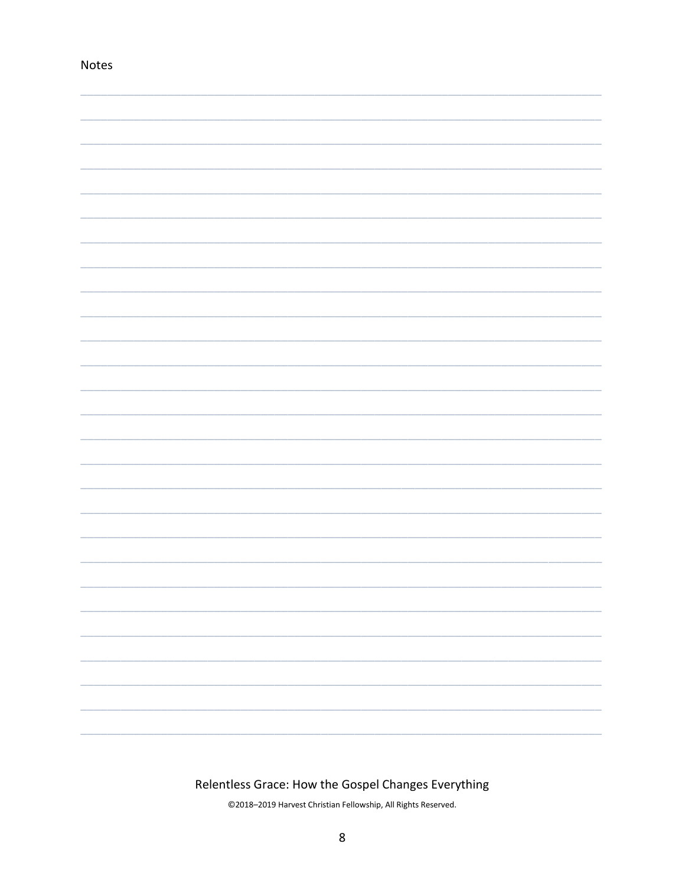Notes